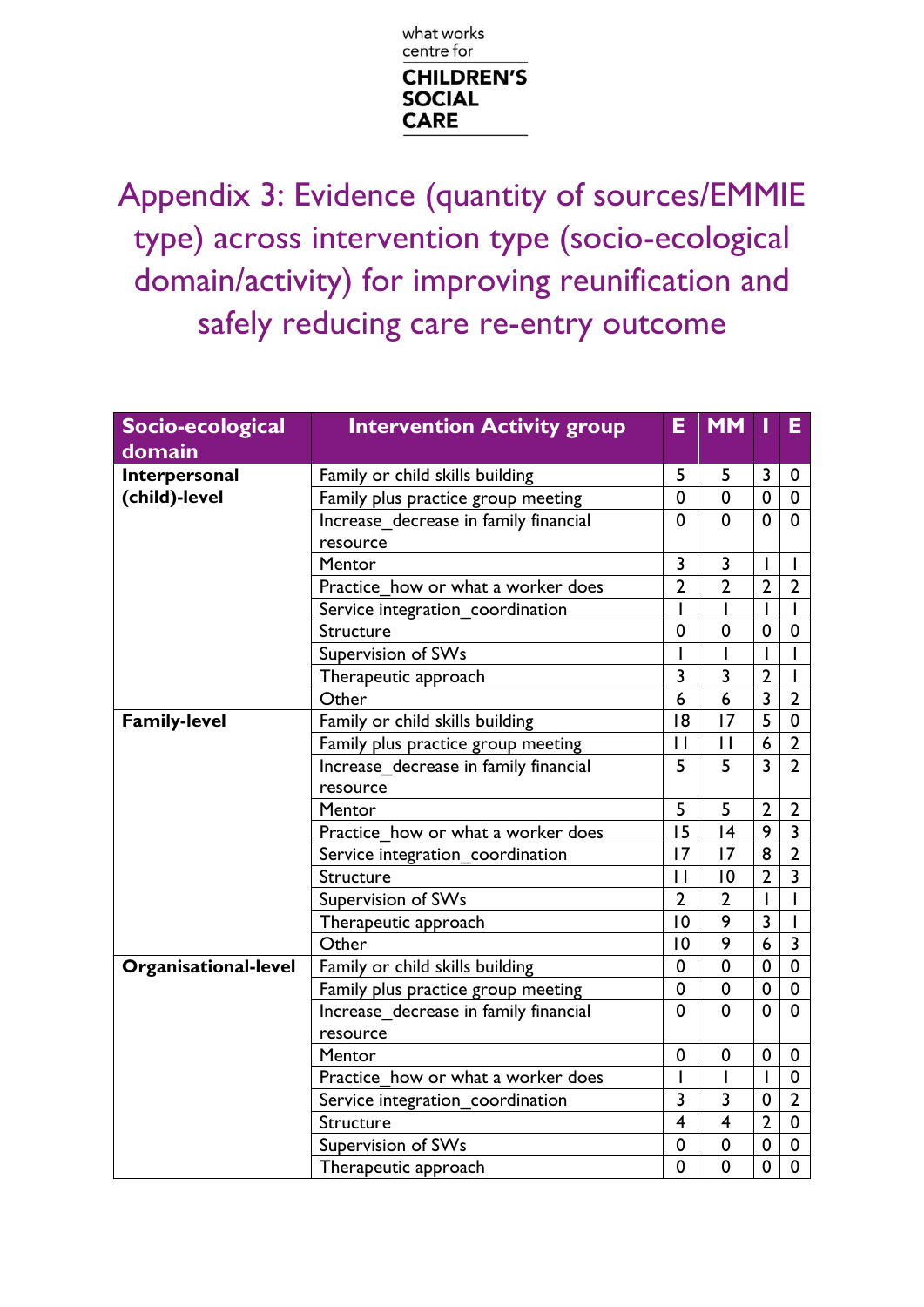what works centre for **CHILDREN'S SOCIAL CARE**

# Appendix 3: Evidence (quantity of sources/EMMIE type) across intervention type (socio-ecological domain/activity) for improving reunification and safely reducing care re-entry outcome

| Socio-ecological domain | Intervention Activity group | E | MM | I | E |
|---|---|---|---|---|---|
| **Interpersonal (child)-level** | Family or child skills building | 5 | 5 | 3 | 0 |
| | Family plus practice group meeting | 0 | 0 | 0 | 0 |
| | Increase_decrease in family financial resource | 0 | 0 | 0 | 0 |
| | Mentor | 3 | 3 | 1 | 1 |
| | Practice_how or what a worker does | 2 | 2 | 2 | 2 |
| | Service integration_coordination | 1 | 1 | 1 | 1 |
| | Structure | 0 | 0 | 0 | 0 |
| | Supervision of SWs | 1 | 1 | 1 | 1 |
| | Therapeutic approach | 3 | 3 | 2 | 1 |
| | Other | 6 | 6 | 3 | 2 |
| **Family-level** | Family or child skills building | 18 | 17 | 5 | 0 |
| | Family plus practice group meeting | 11 | 11 | 6 | 2 |
| | Increase_decrease in family financial resource | 5 | 5 | 3 | 2 |
| | Mentor | 5 | 5 | 2 | 2 |
| | Practice_how or what a worker does | 15 | 14 | 9 | 3 |
| | Service integration_coordination | 17 | 17 | 8 | 2 |
| | Structure | 11 | 10 | 2 | 3 |
| | Supervision of SWs | 2 | 2 | 1 | 1 |
| | Therapeutic approach | 10 | 9 | 3 | 1 |
| | Other | 10 | 9 | 6 | 3 |
| **Organisational-level** | Family or child skills building | 0 | 0 | 0 | 0 |
| | Family plus practice group meeting | 0 | 0 | 0 | 0 |
| | Increase_decrease in family financial resource | 0 | 0 | 0 | 0 |
| | Mentor | 0 | 0 | 0 | 0 |
| | Practice_how or what a worker does | 1 | 1 | 1 | 0 |
| | Service integration_coordination | 3 | 3 | 0 | 2 |
| | Structure | 4 | 4 | 2 | 0 |
| | Supervision of SWs | 0 | 0 | 0 | 0 |
| | Therapeutic approach | 0 | 0 | 0 | 0 |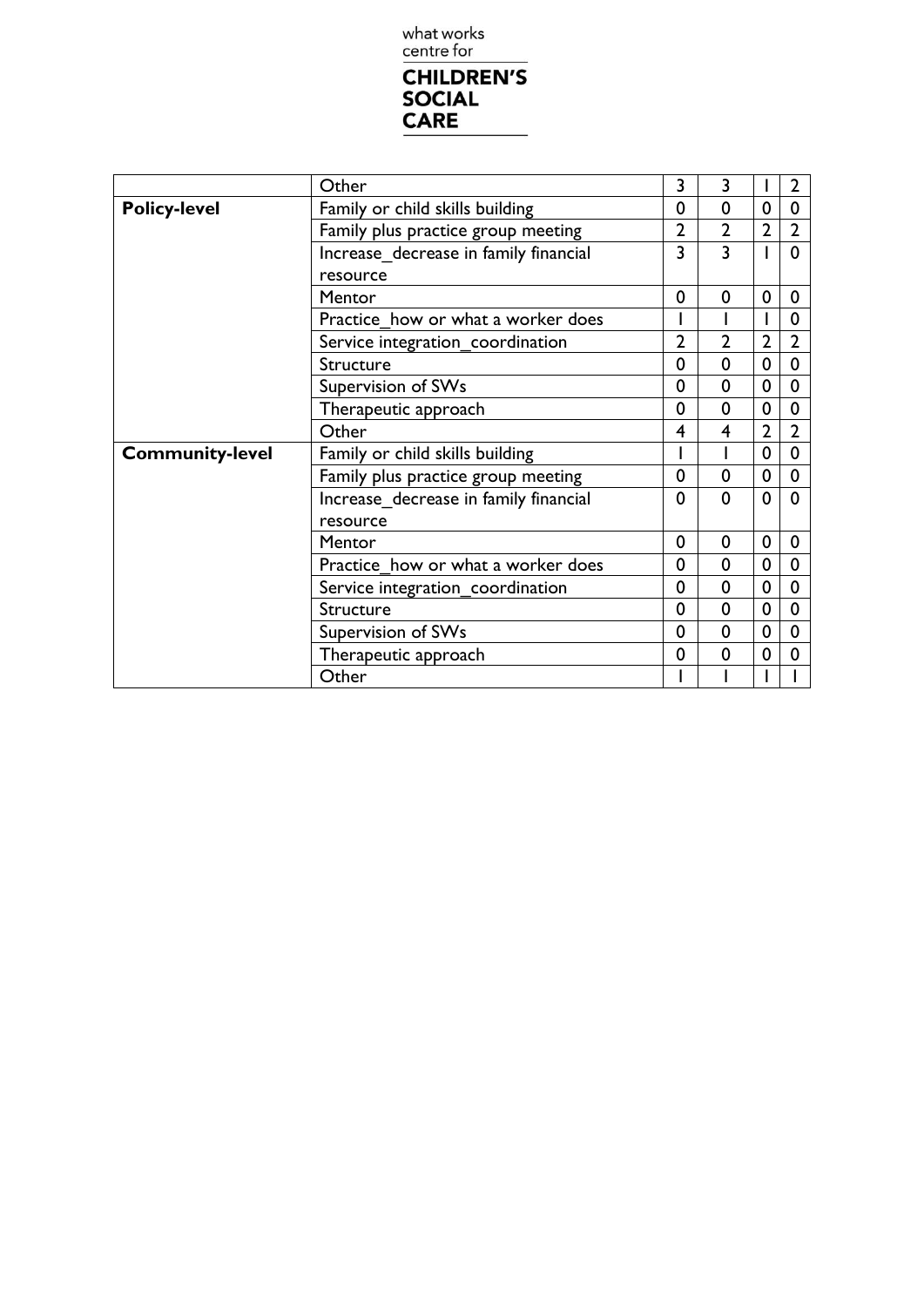| | | | | | |
|---|---|---|---|---|---|
| | Other | 3 | 3 | 1 | 2 |
| **Policy-level** | Family or child skills building | 0 | 0 | 0 | 0 |
| | Family plus practice group meeting | 2 | 2 | 2 | 2 |
| | Increase_decrease in family financial resource | 3 | 3 | 1 | 0 |
| | Mentor | 0 | 0 | 0 | 0 |
| | Practice_how or what a worker does | 1 | 1 | 1 | 0 |
| | Service integration_coordination | 2 | 2 | 2 | 2 |
| | Structure | 0 | 0 | 0 | 0 |
| | Supervision of SWs | 0 | 0 | 0 | 0 |
| | Therapeutic approach | 0 | 0 | 0 | 0 |
| | Other | 4 | 4 | 2 | 2 |
| **Community-level** | Family or child skills building | 1 | 1 | 0 | 0 |
| | Family plus practice group meeting | 0 | 0 | 0 | 0 |
| | Increase_decrease in family financial resource | 0 | 0 | 0 | 0 |
| | Mentor | 0 | 0 | 0 | 0 |
| | Practice_how or what a worker does | 0 | 0 | 0 | 0 |
| | Service integration_coordination | 0 | 0 | 0 | 0 |
| | Structure | 0 | 0 | 0 | 0 |
| | Supervision of SWs | 0 | 0 | 0 | 0 |
| | Therapeutic approach | 0 | 0 | 0 | 0 |
| | Other | 1 | 1 | 1 | 1 |